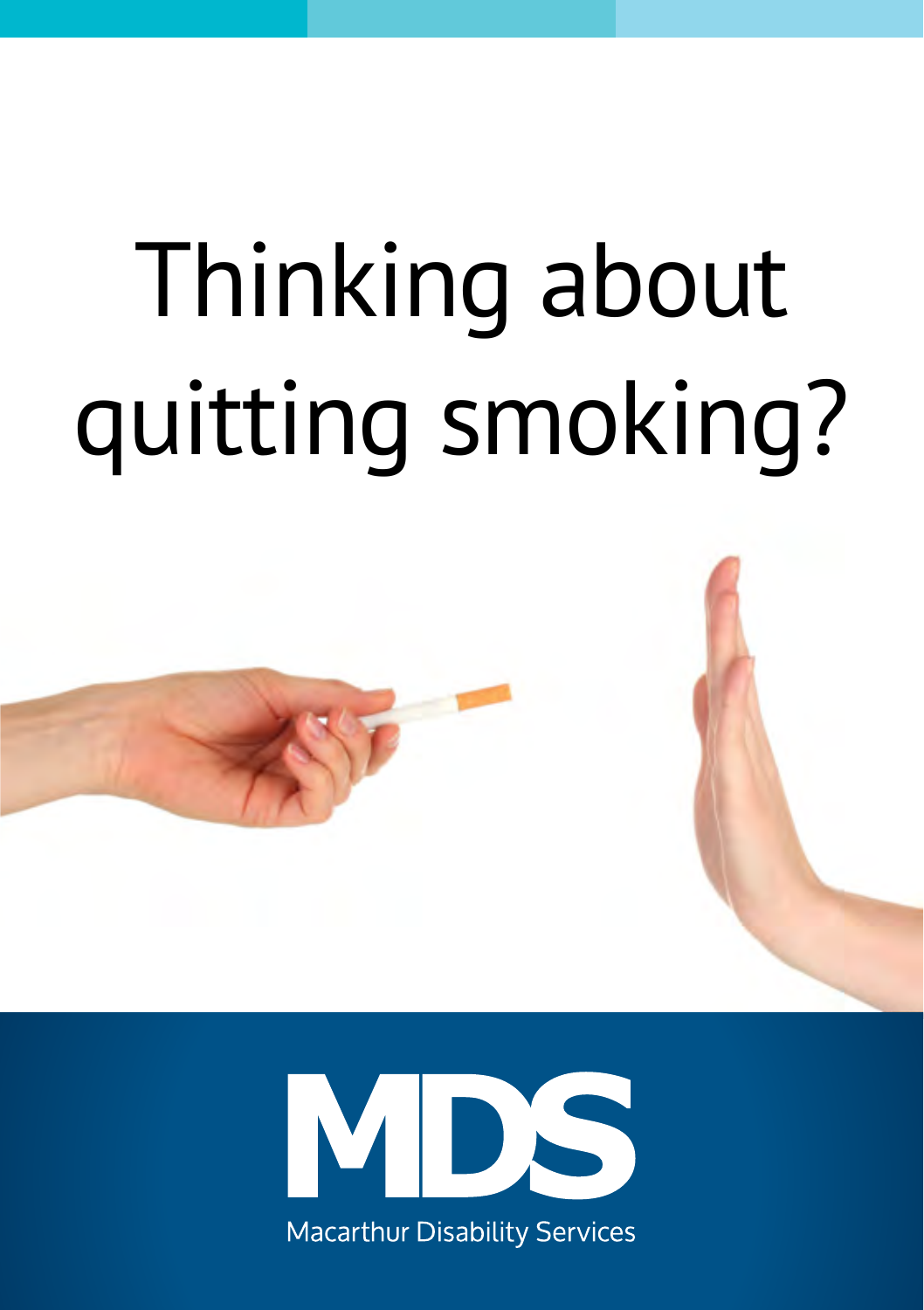# Thinking about quitting smoking?

MDS

Macarthur Disability Services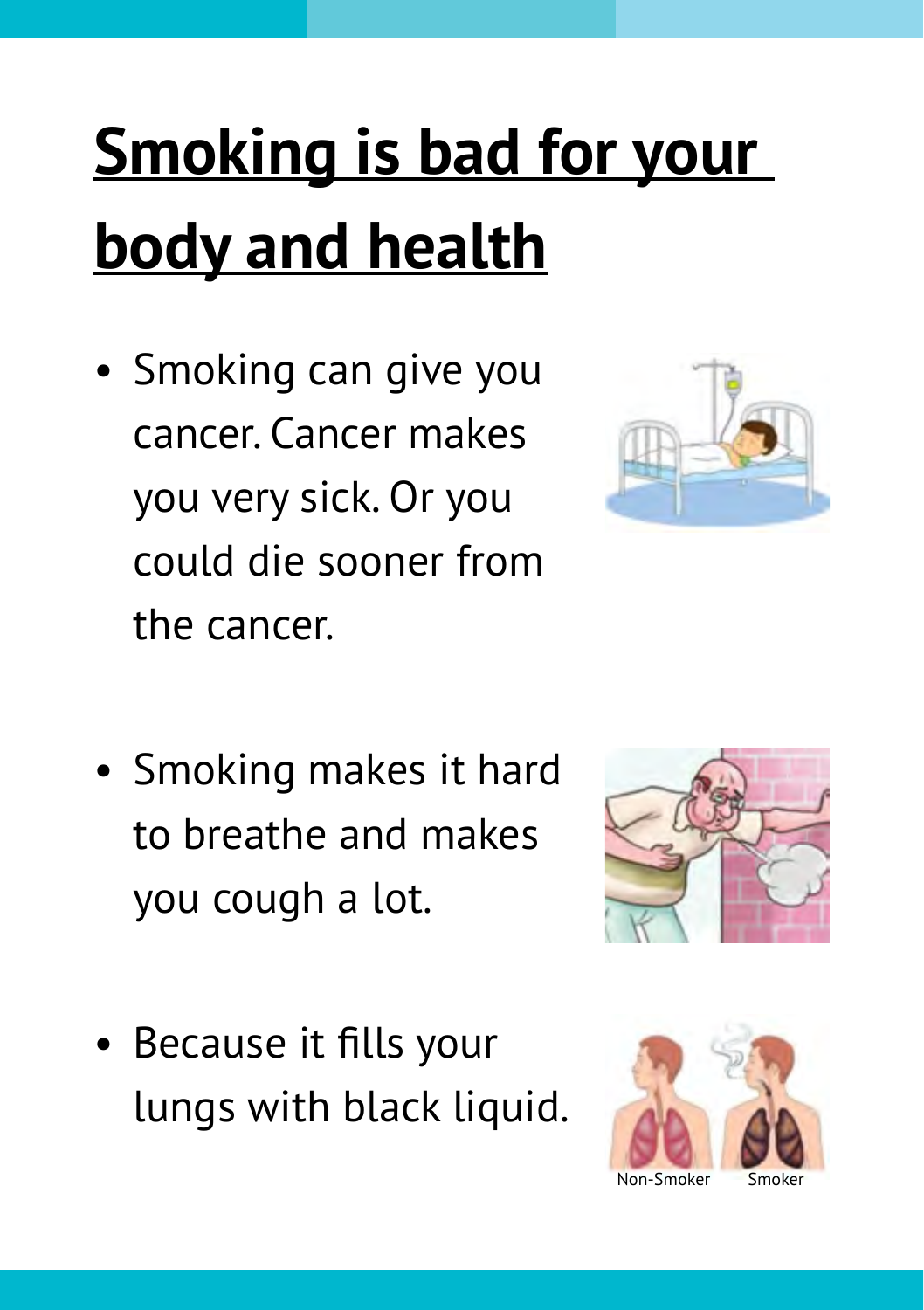# Smoking is bad for your body and health

- Smoking can give you cancer. Cancer makes you very sick. Or you could die sooner from the cancer.

- Smoking makes it hard to breathe and makes you cough a lot.

- Because it fills your lungs with black liquid.

Non-Smoker Smoker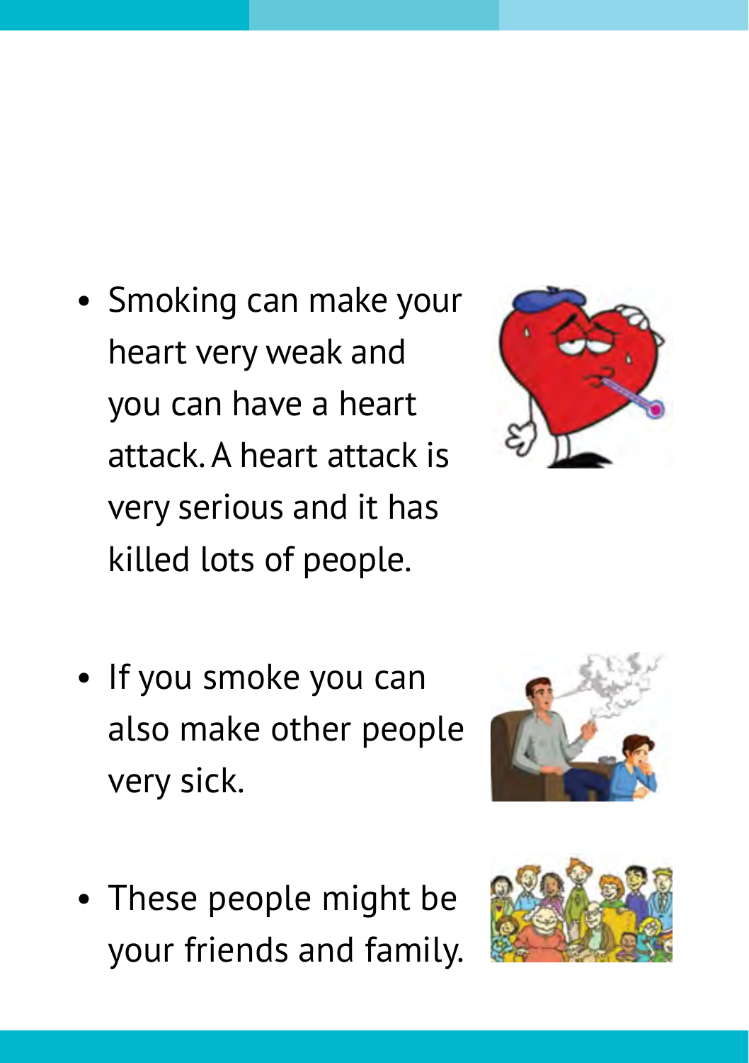- Smoking can make your heart very weak and you can have a heart attack. A heart attack is very serious and it has killed lots of people.

- If you smoke you can also make other people very sick.

- These people might be your friends and family.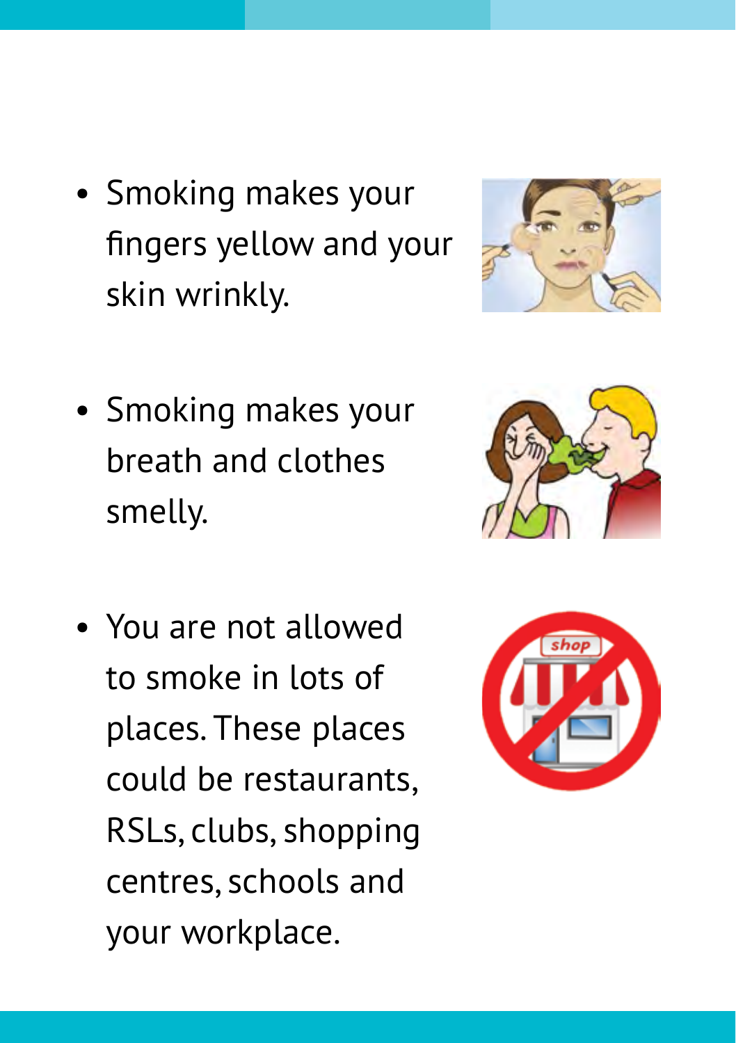- Smoking makes your fingers yellow and your skin wrinkly.

- Smoking makes your breath and clothes smelly.

- You are not allowed to smoke in lots of places. These places could be restaurants, RSLs, clubs, shopping centres, schools and your workplace.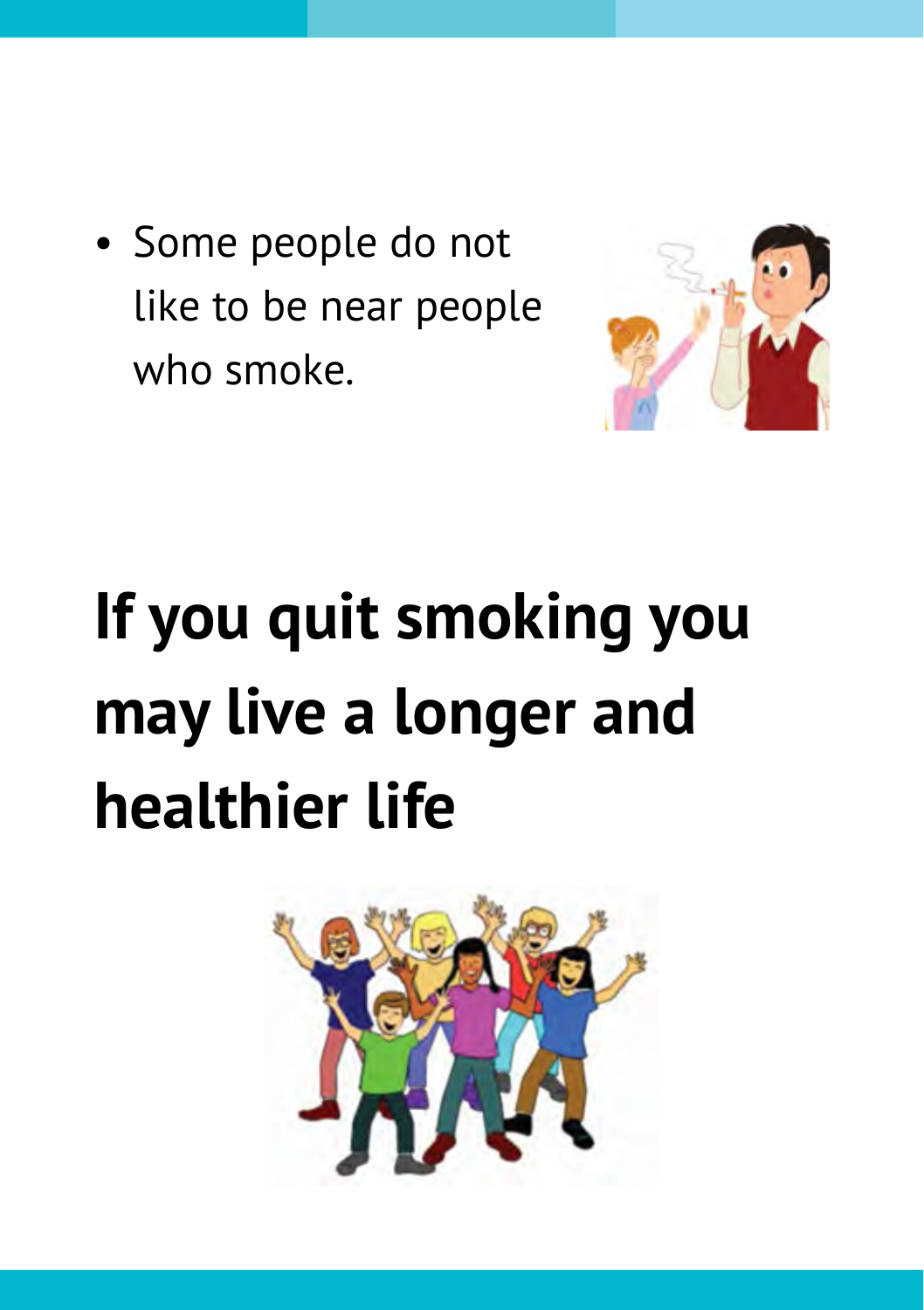- Some people do not like to be near people who smoke.

# If you quit smoking you may live a longer and healthier life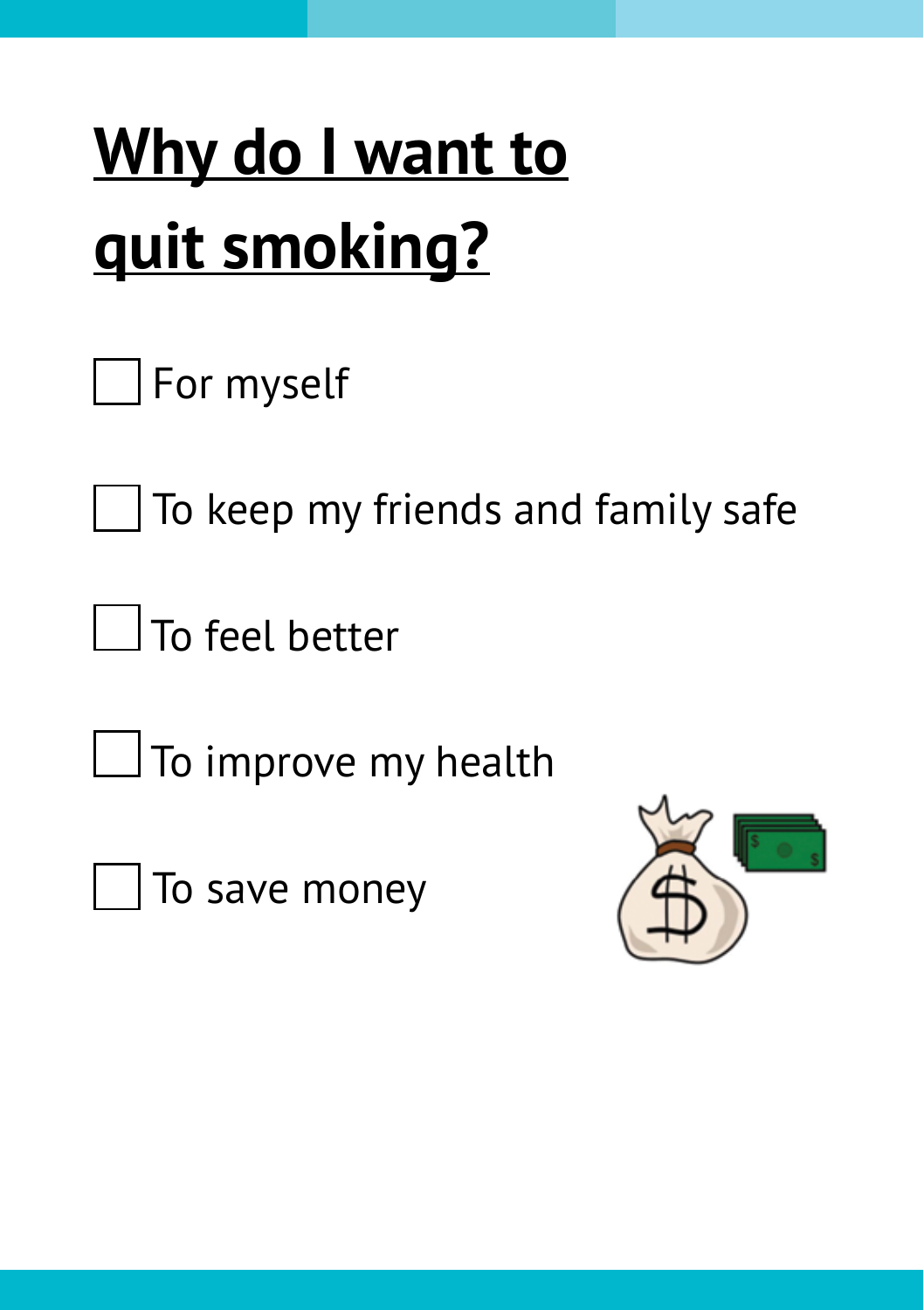# Why do I want to quit smoking?

- [ ] For myself
- [ ] To keep my friends and family safe
- [ ] To feel better
- [ ] To improve my health
- [ ] To save money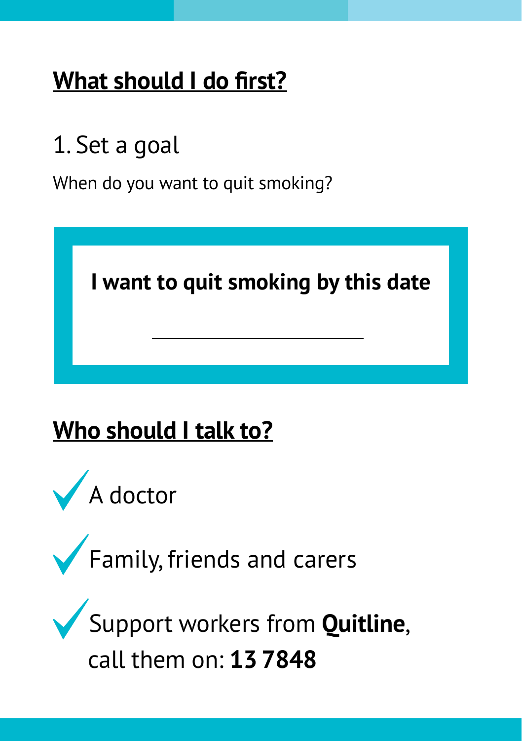## What should I do first?

### 1. Set a goal

When do you want to quit smoking?

**I want to quit smoking by this date**

\_\_\_\_\_\_\_\_\_\_\_\_\_\_\_\_\_\_\_\_\_\_\_\_\_\_\_\_

## Who should I talk to?

- ✓ A doctor
- ✓ Family, friends and carers
- ✓ Support workers from **Quitline**, call them on: **13 7848**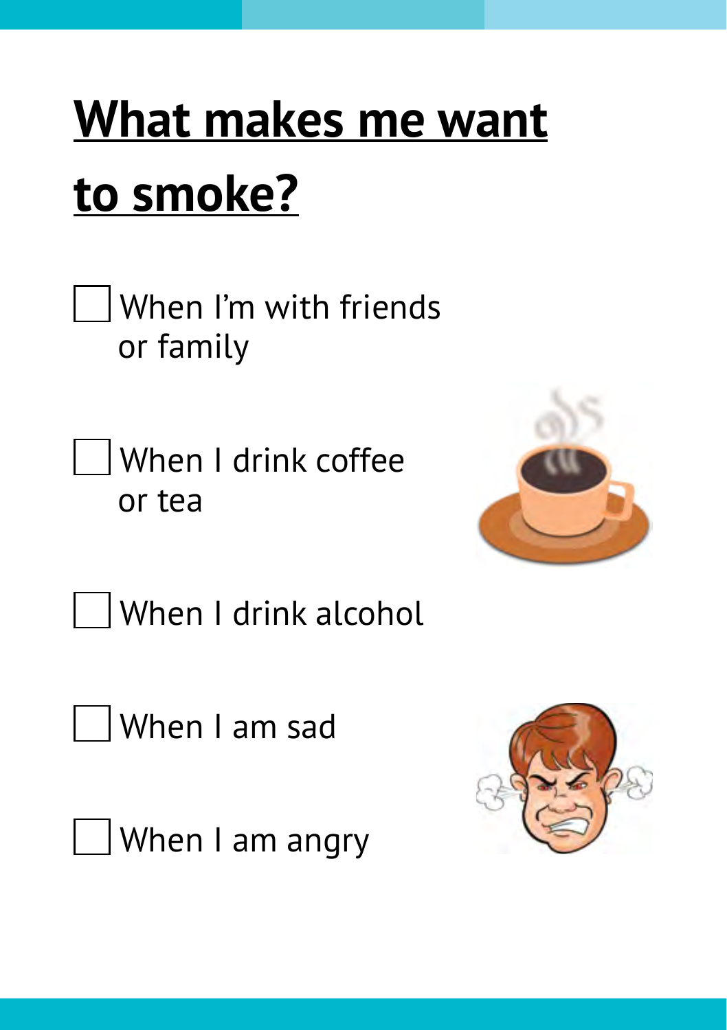# What makes me want to smoke?

- [ ] When I'm with friends or family
- [ ] When I drink coffee or tea
- [ ] When I drink alcohol
- [ ] When I am sad
- [ ] When I am angry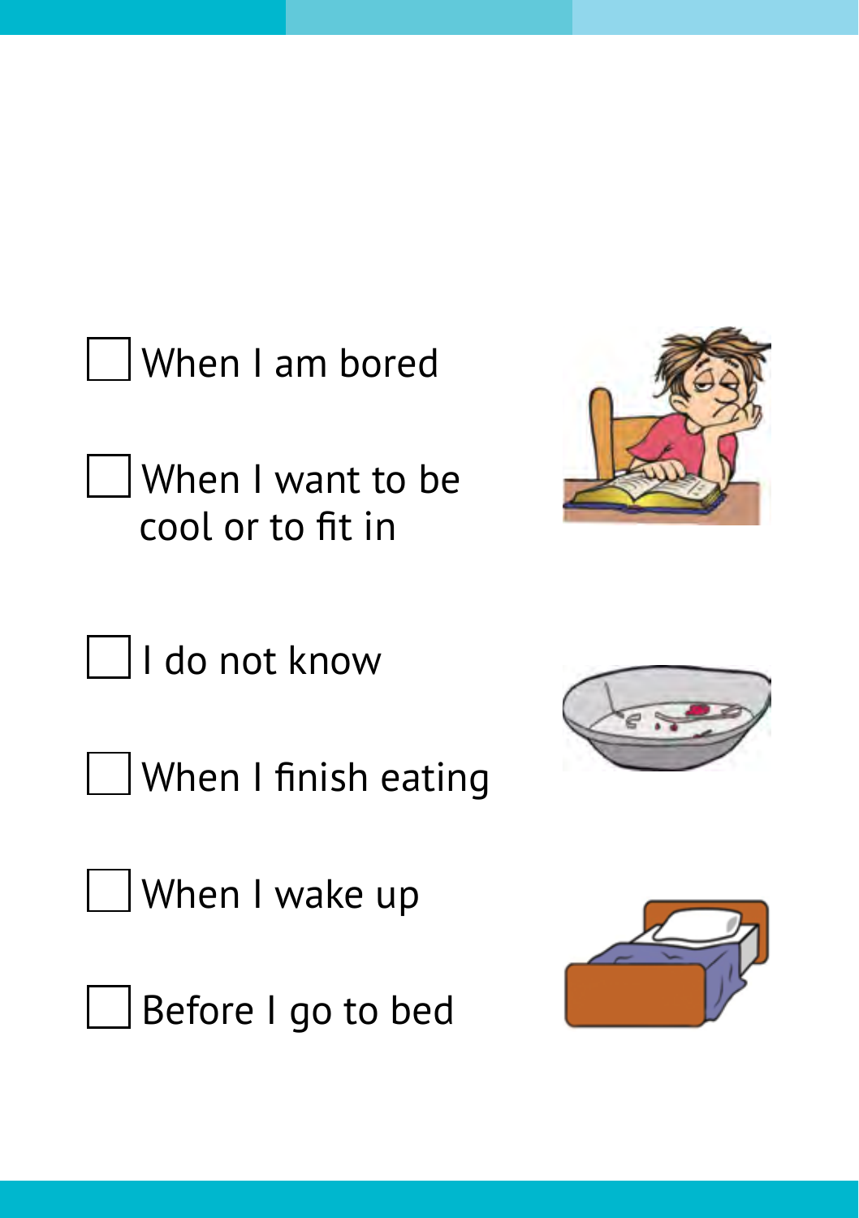- [ ] When I am bored
- [ ] When I want to be cool or to fit in
- [ ] I do not know
- [ ] When I finish eating
- [ ] When I wake up
- [ ] Before I go to bed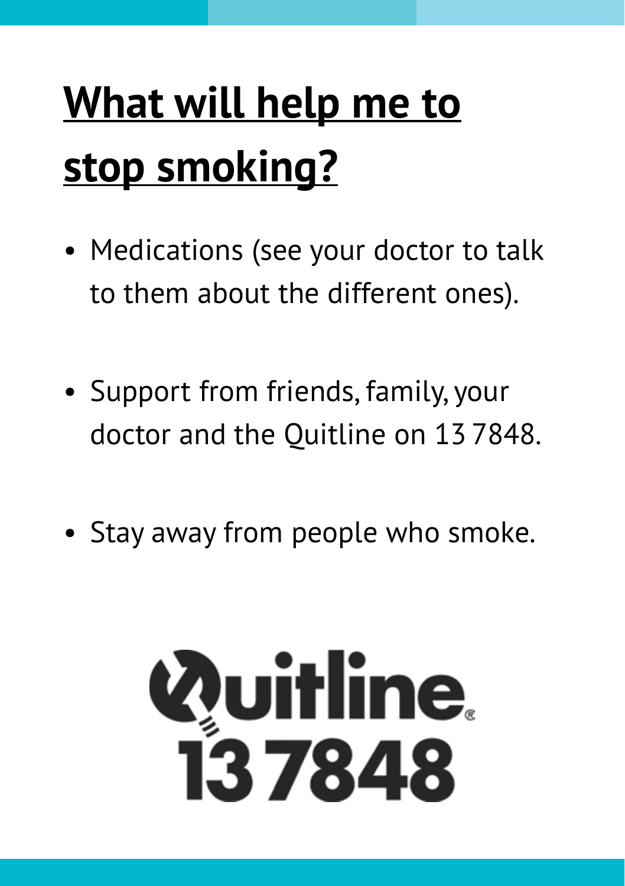# What will help me to stop smoking?

- Medications (see your doctor to talk to them about the different ones).

- Support from friends, family, your doctor and the Quitline on 13 7848.

- Stay away from people who smoke.

Quitline®
13 7848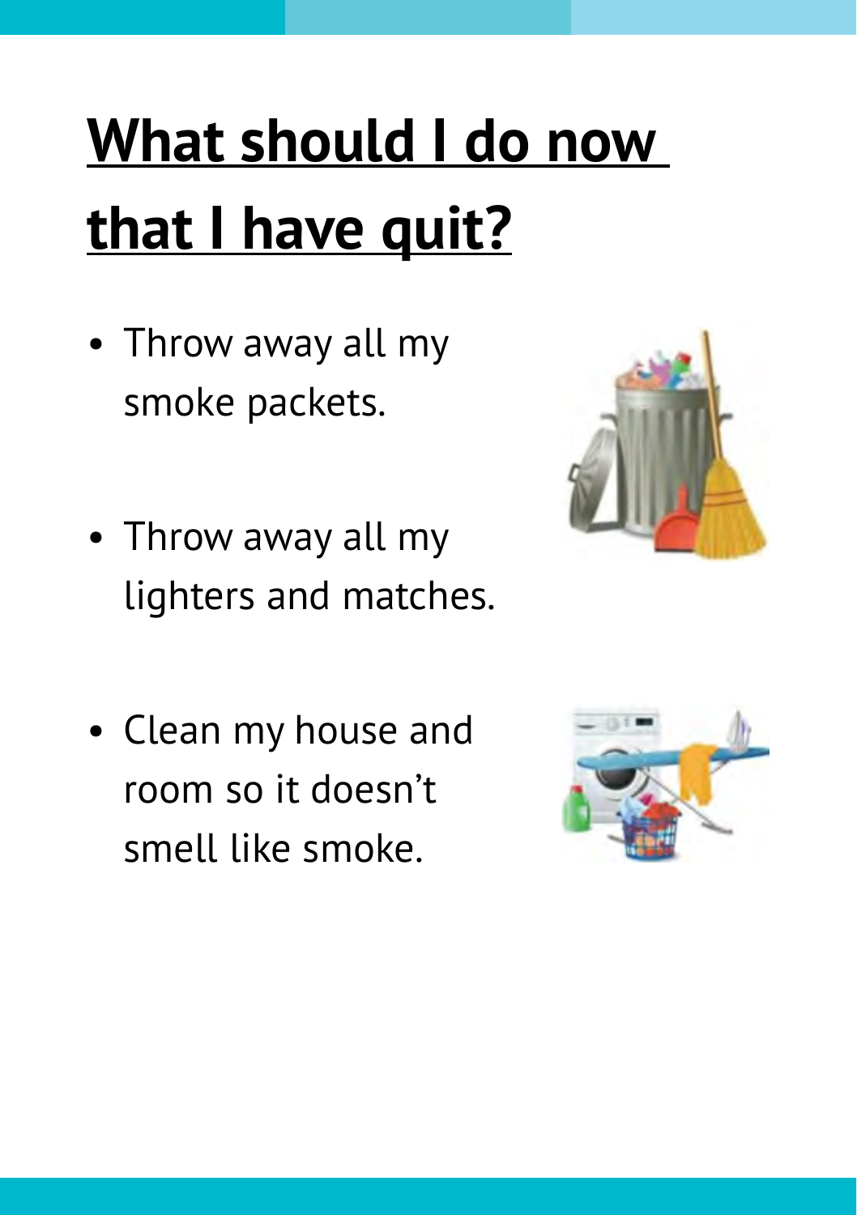# What should I do now that I have quit?

- Throw away all my smoke packets.
- Throw away all my lighters and matches.
- Clean my house and room so it doesn't smell like smoke.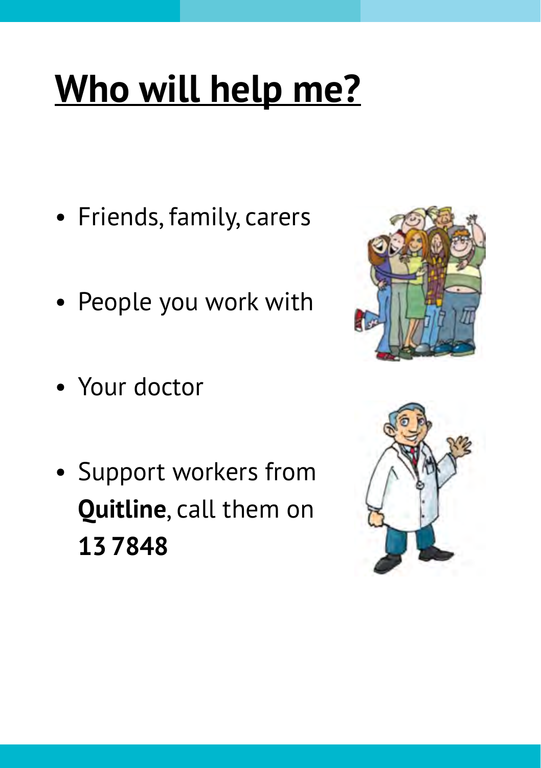# Who will help me?

- Friends, family, carers
- People you work with
- Your doctor
- Support workers from **Quitline**, call them on **13 7848**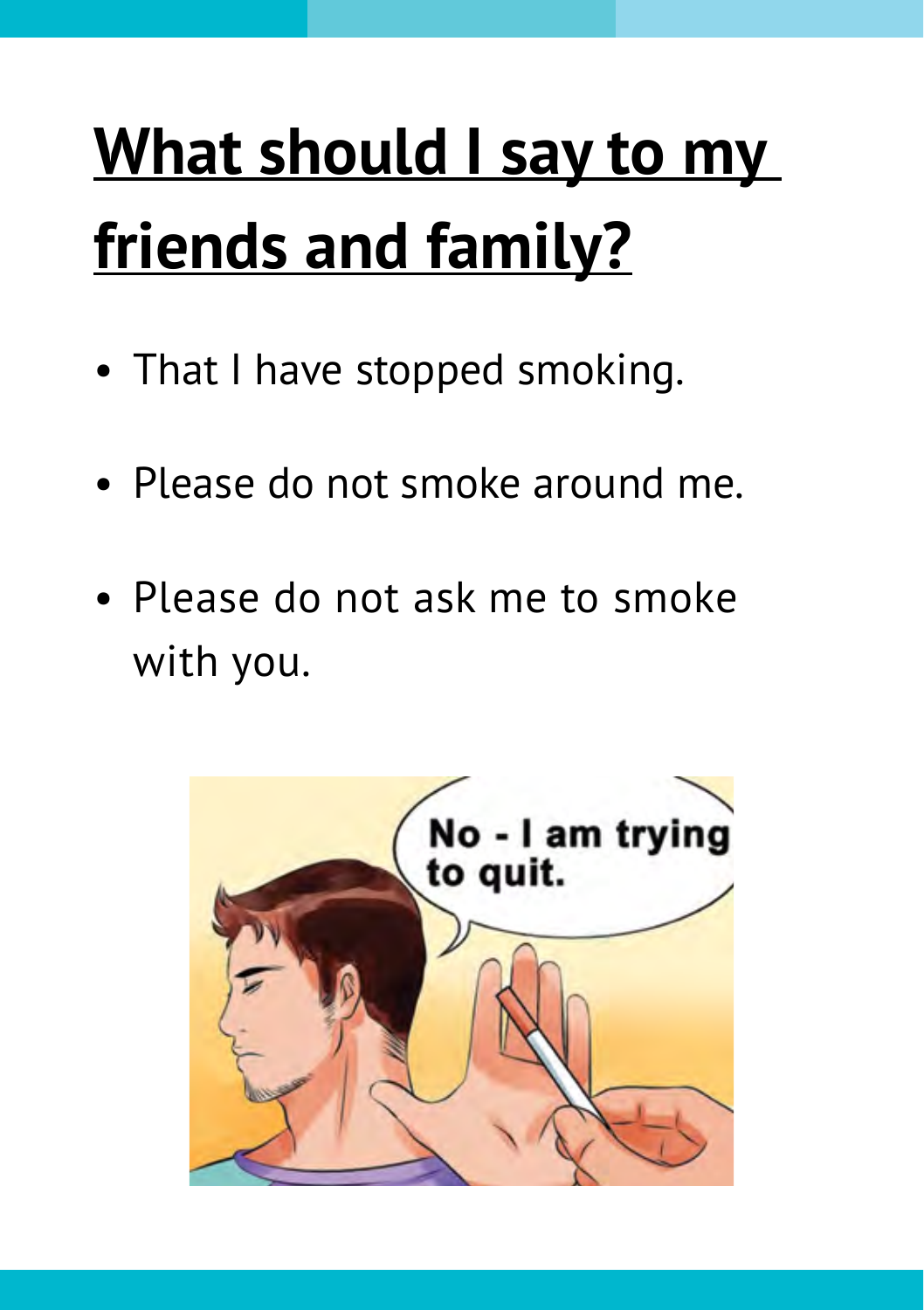# What should I say to my friends and family?

- That I have stopped smoking.
- Please do not smoke around me.
- Please do not ask me to smoke with you.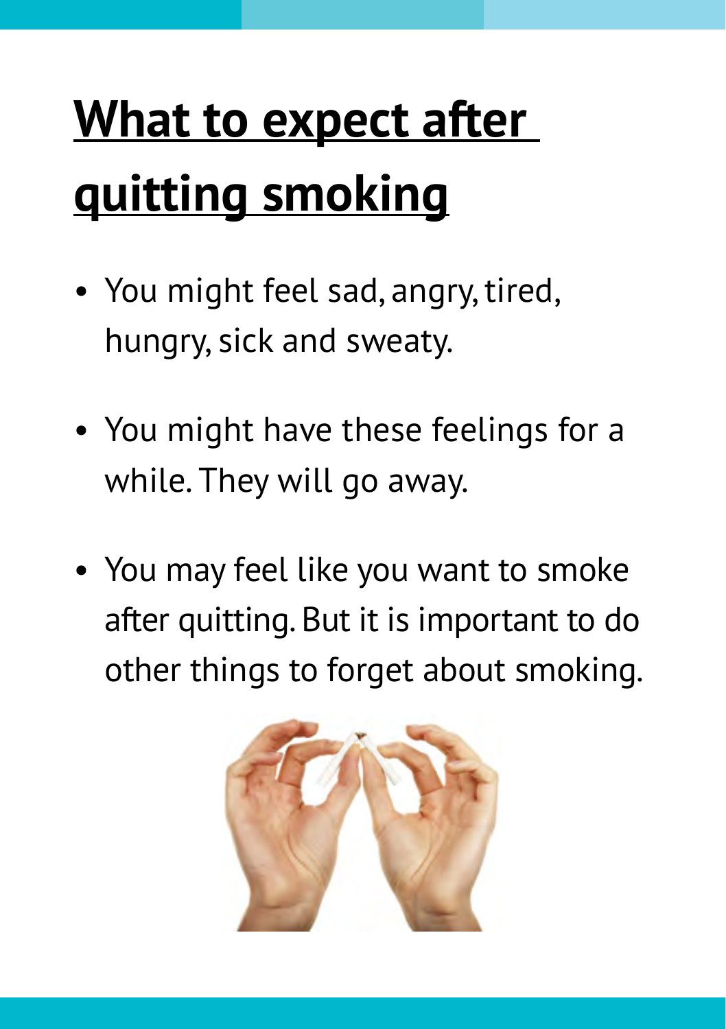# What to expect after quitting smoking

- You might feel sad, angry, tired, hungry, sick and sweaty.
- You might have these feelings for a while. They will go away.
- You may feel like you want to smoke after quitting. But it is important to do other things to forget about smoking.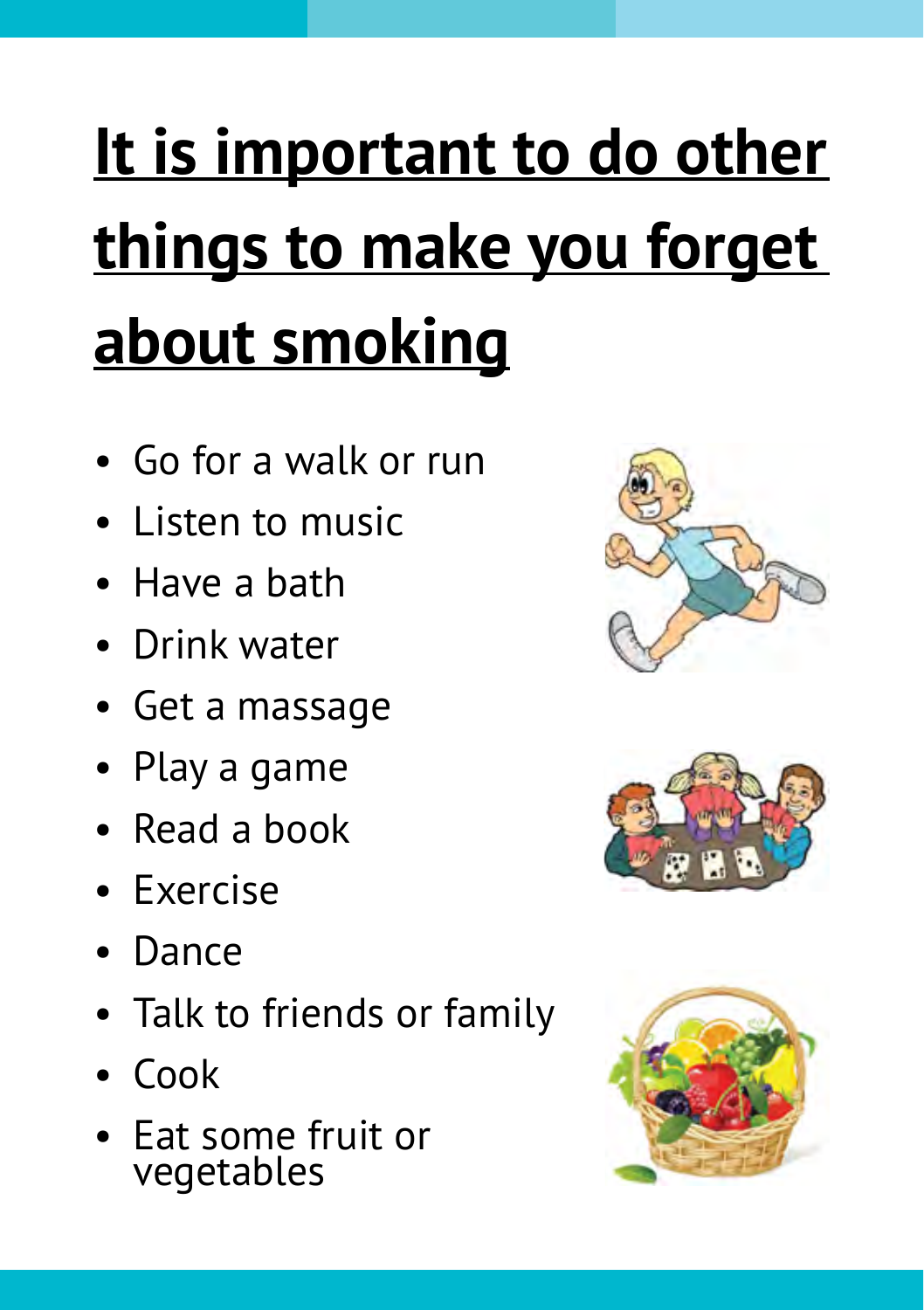# It is important to do other things to make you forget about smoking

- Go for a walk or run
- Listen to music
- Have a bath
- Drink water
- Get a massage
- Play a game
- Read a book
- Exercise
- Dance
- Talk to friends or family
- Cook
- Eat some fruit or vegetables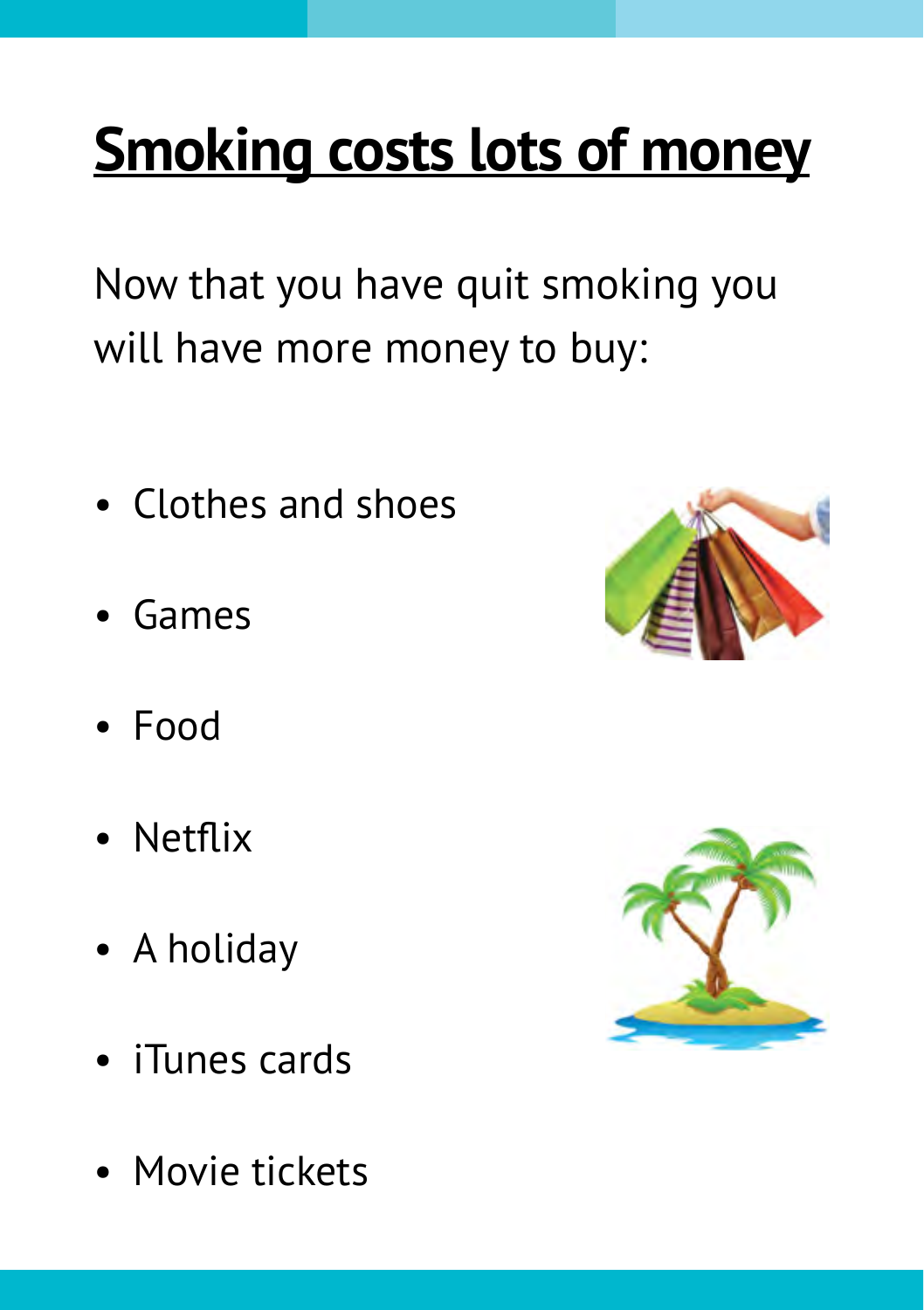# Smoking costs lots of money

Now that you have quit smoking you will have more money to buy:

- Clothes and shoes
- Games
- Food
- Netflix
- A holiday
- iTunes cards
- Movie tickets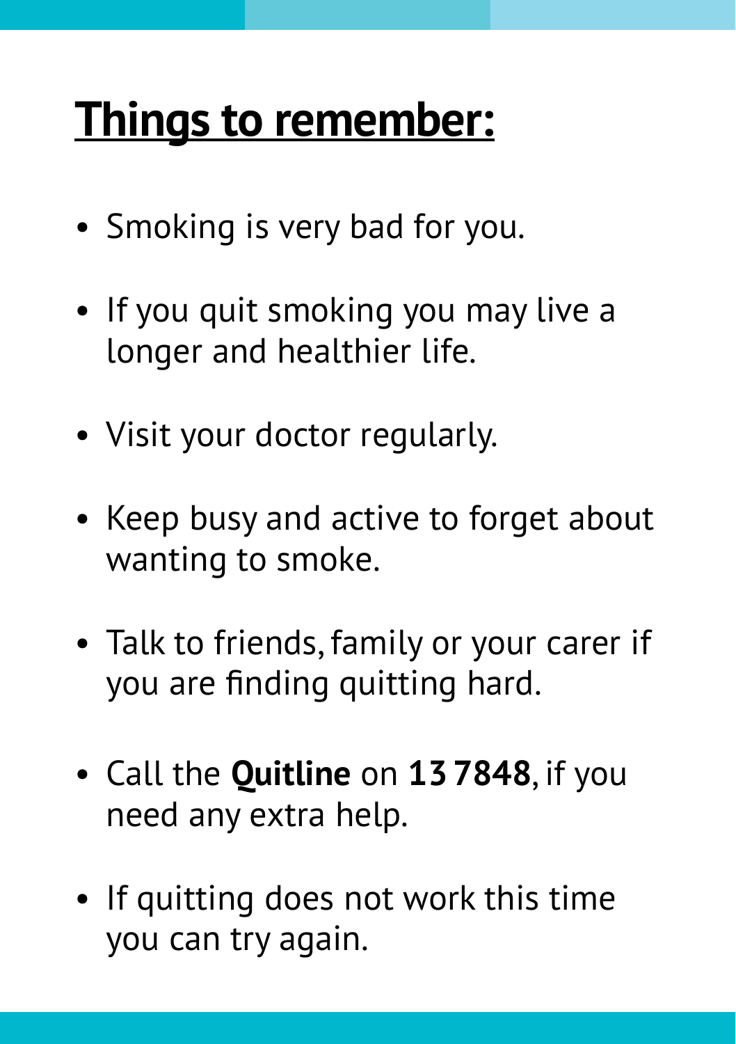# Things to remember:

- Smoking is very bad for you.
- If you quit smoking you may live a longer and healthier life.
- Visit your doctor regularly.
- Keep busy and active to forget about wanting to smoke.
- Talk to friends, family or your carer if you are finding quitting hard.
- Call the **Quitline** on **13 7848**, if you need any extra help.
- If quitting does not work this time you can try again.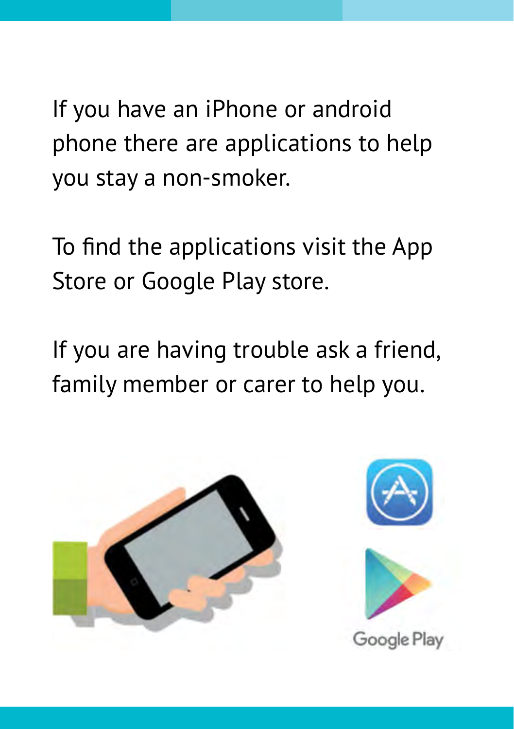If you have an iPhone or android phone there are applications to help you stay a non-smoker.

To find the applications visit the App Store or Google Play store.

If you are having trouble ask a friend, family member or carer to help you.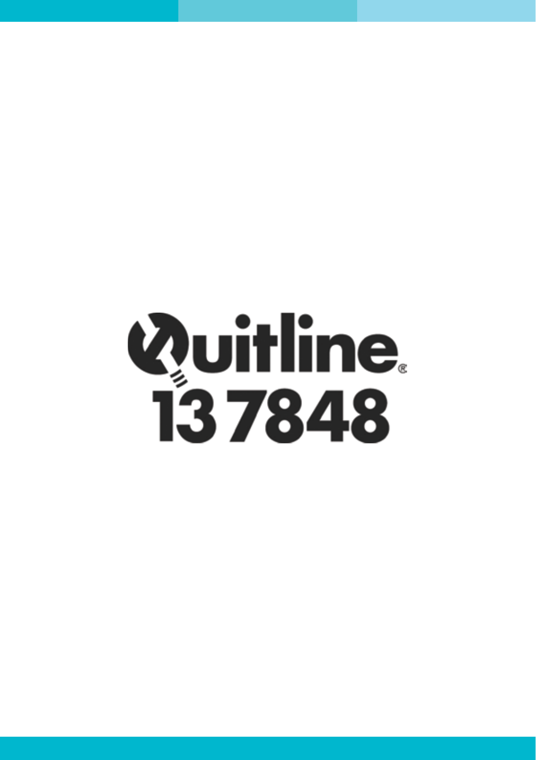Quitline®

13 7848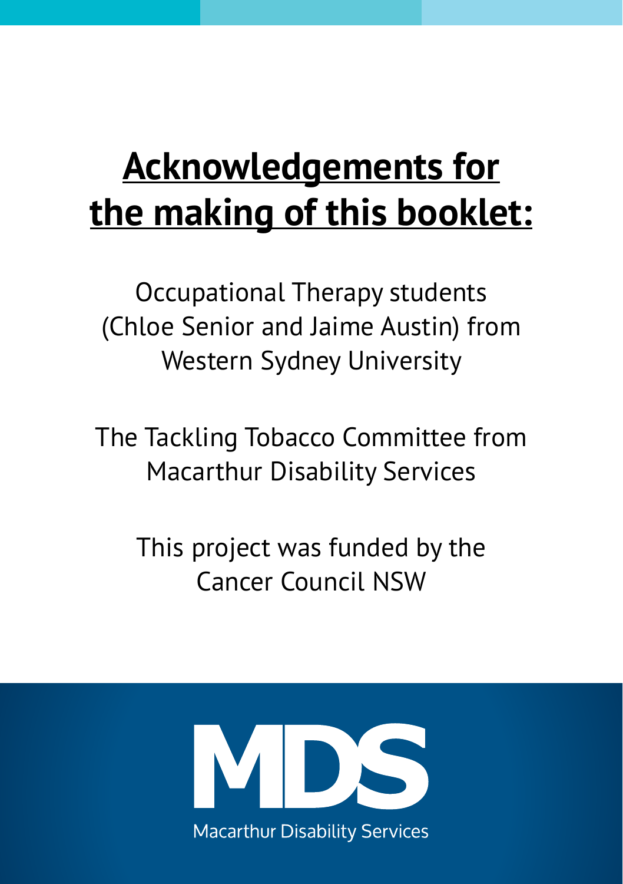# Acknowledgements for the making of this booklet:

Occupational Therapy students (Chloe Senior and Jaime Austin) from Western Sydney University

The Tackling Tobacco Committee from Macarthur Disability Services

This project was funded by the Cancer Council NSW

MDS

Macarthur Disability Services